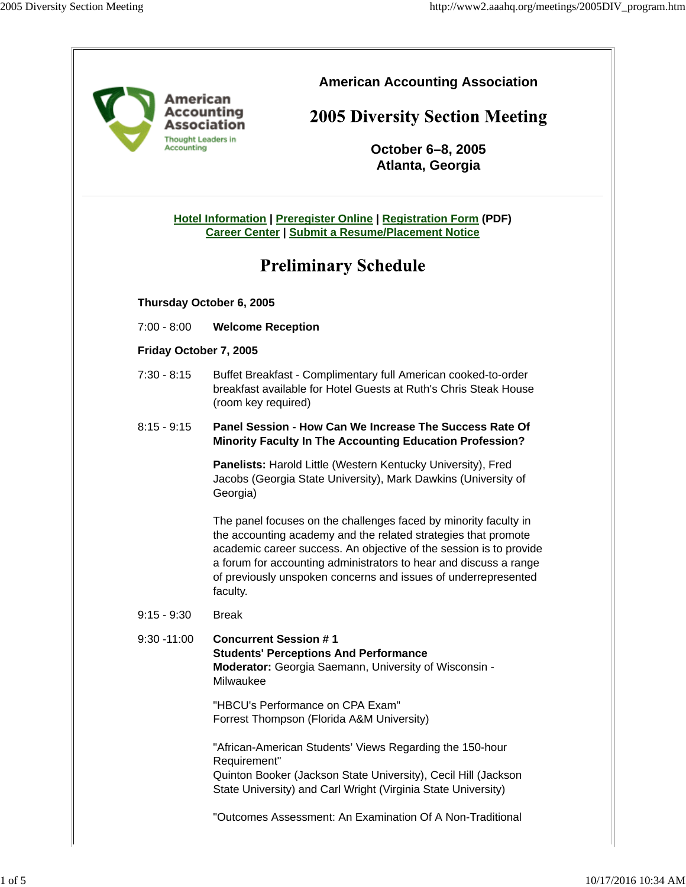American Accounting Association

Thought Leaders in Accounting

# American Accounting Association

# 2005 Diversity Section Meeting

**October 6–8, 2005**
**Atlanta, Georgia**

**Hotel Information | Preregister Online | Registration Form (PDF)**
**Career Center | Submit a Resume/Placement Notice**

## Preliminary Schedule

**Thursday October 6, 2005**

7:00 - 8:00 **Welcome Reception**

**Friday October 7, 2005**

7:30 - 8:15 Buffet Breakfast - Complimentary full American cooked-to-order breakfast available for Hotel Guests at Ruth's Chris Steak House (room key required)

8:15 - 9:15 **Panel Session - How Can We Increase The Success Rate Of Minority Faculty In The Accounting Education Profession?**

**Panelists:** Harold Little (Western Kentucky University), Fred Jacobs (Georgia State University), Mark Dawkins (University of Georgia)

The panel focuses on the challenges faced by minority faculty in the accounting academy and the related strategies that promote academic career success. An objective of the session is to provide a forum for accounting administrators to hear and discuss a range of previously unspoken concerns and issues of underrepresented faculty.

9:15 - 9:30 Break

9:30 -11:00 **Concurrent Session # 1**
**Students' Perceptions And Performance**
**Moderator:** Georgia Saemann, University of Wisconsin - Milwaukee

"HBCU's Performance on CPA Exam"
Forrest Thompson (Florida A&M University)

"African-American Students' Views Regarding the 150-hour Requirement"
Quinton Booker (Jackson State University), Cecil Hill (Jackson State University) and Carl Wright (Virginia State University)

"Outcomes Assessment: An Examination Of A Non-Traditional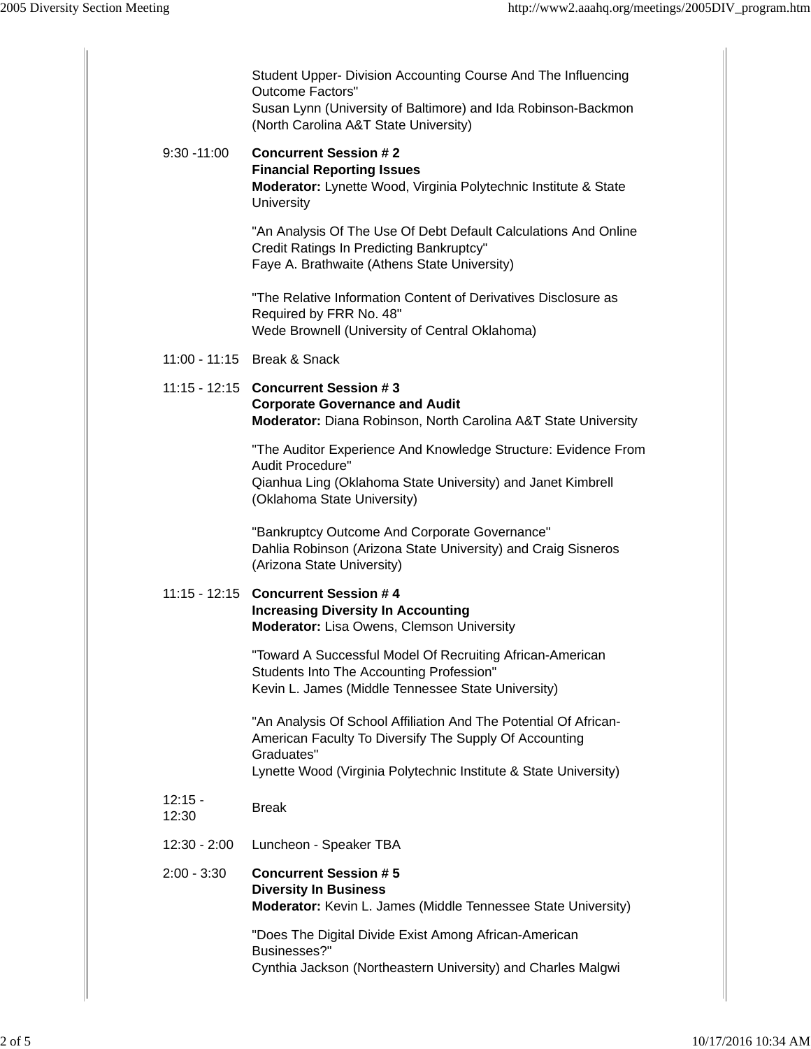Student Upper- Division Accounting Course And The Influencing Outcome Factors"
Susan Lynn (University of Baltimore) and Ida Robinson-Backmon (North Carolina A&T State University)

9:30 -11:00 **Concurrent Session # 2**
**Financial Reporting Issues**
**Moderator:** Lynette Wood, Virginia Polytechnic Institute & State University

"An Analysis Of The Use Of Debt Default Calculations And Online Credit Ratings In Predicting Bankruptcy"
Faye A. Brathwaite (Athens State University)

"The Relative Information Content of Derivatives Disclosure as Required by FRR No. 48"
Wede Brownell (University of Central Oklahoma)

11:00 - 11:15 Break & Snack

11:15 - 12:15 **Concurrent Session # 3**
**Corporate Governance and Audit**
**Moderator:** Diana Robinson, North Carolina A&T State University

"The Auditor Experience And Knowledge Structure: Evidence From Audit Procedure"
Qianhua Ling (Oklahoma State University) and Janet Kimbrell (Oklahoma State University)

"Bankruptcy Outcome And Corporate Governance"
Dahlia Robinson (Arizona State University) and Craig Sisneros (Arizona State University)

11:15 - 12:15 **Concurrent Session # 4**
**Increasing Diversity In Accounting**
**Moderator:** Lisa Owens, Clemson University

"Toward A Successful Model Of Recruiting African-American Students Into The Accounting Profession"
Kevin L. James (Middle Tennessee State University)

"An Analysis Of School Affiliation And The Potential Of African-American Faculty To Diversify The Supply Of Accounting Graduates"
Lynette Wood (Virginia Polytechnic Institute & State University)

12:15 - 12:30 Break

12:30 - 2:00 Luncheon - Speaker TBA

2:00 - 3:30 **Concurrent Session # 5**
**Diversity In Business**
**Moderator:** Kevin L. James (Middle Tennessee State University)

"Does The Digital Divide Exist Among African-American Businesses?"
Cynthia Jackson (Northeastern University) and Charles Malgwi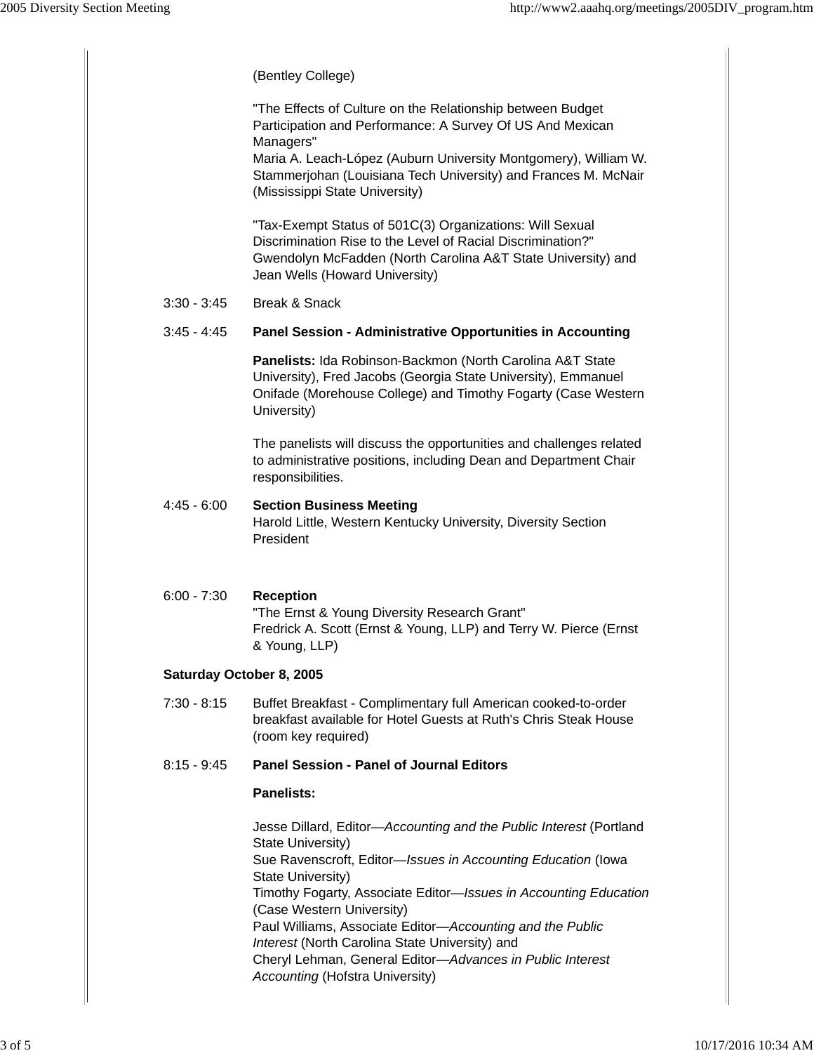(Bentley College)

"The Effects of Culture on the Relationship between Budget Participation and Performance: A Survey Of US And Mexican Managers"
Maria A. Leach-López (Auburn University Montgomery), William W. Stammerjohan (Louisiana Tech University) and Frances M. McNair (Mississippi State University)

"Tax-Exempt Status of 501C(3) Organizations: Will Sexual Discrimination Rise to the Level of Racial Discrimination?"
Gwendolyn McFadden (North Carolina A&T State University) and Jean Wells (Howard University)

3:30 - 3:45 Break & Snack

3:45 - 4:45 **Panel Session - Administrative Opportunities in Accounting**

**Panelists:** Ida Robinson-Backmon (North Carolina A&T State University), Fred Jacobs (Georgia State University), Emmanuel Onifade (Morehouse College) and Timothy Fogarty (Case Western University)

The panelists will discuss the opportunities and challenges related to administrative positions, including Dean and Department Chair responsibilities.

4:45 - 6:00 **Section Business Meeting**
Harold Little, Western Kentucky University, Diversity Section President

6:00 - 7:30 **Reception**
"The Ernst & Young Diversity Research Grant"
Fredrick A. Scott (Ernst & Young, LLP) and Terry W. Pierce (Ernst & Young, LLP)

**Saturday October 8, 2005**

7:30 - 8:15 Buffet Breakfast - Complimentary full American cooked-to-order breakfast available for Hotel Guests at Ruth's Chris Steak House (room key required)

8:15 - 9:45 **Panel Session - Panel of Journal Editors**

**Panelists:**

Jesse Dillard, Editor—*Accounting and the Public Interest* (Portland State University)
Sue Ravenscroft, Editor—*Issues in Accounting Education* (Iowa State University)
Timothy Fogarty, Associate Editor—*Issues in Accounting Education* (Case Western University)
Paul Williams, Associate Editor—*Accounting and the Public Interest* (North Carolina State University) and
Cheryl Lehman, General Editor—*Advances in Public Interest Accounting* (Hofstra University)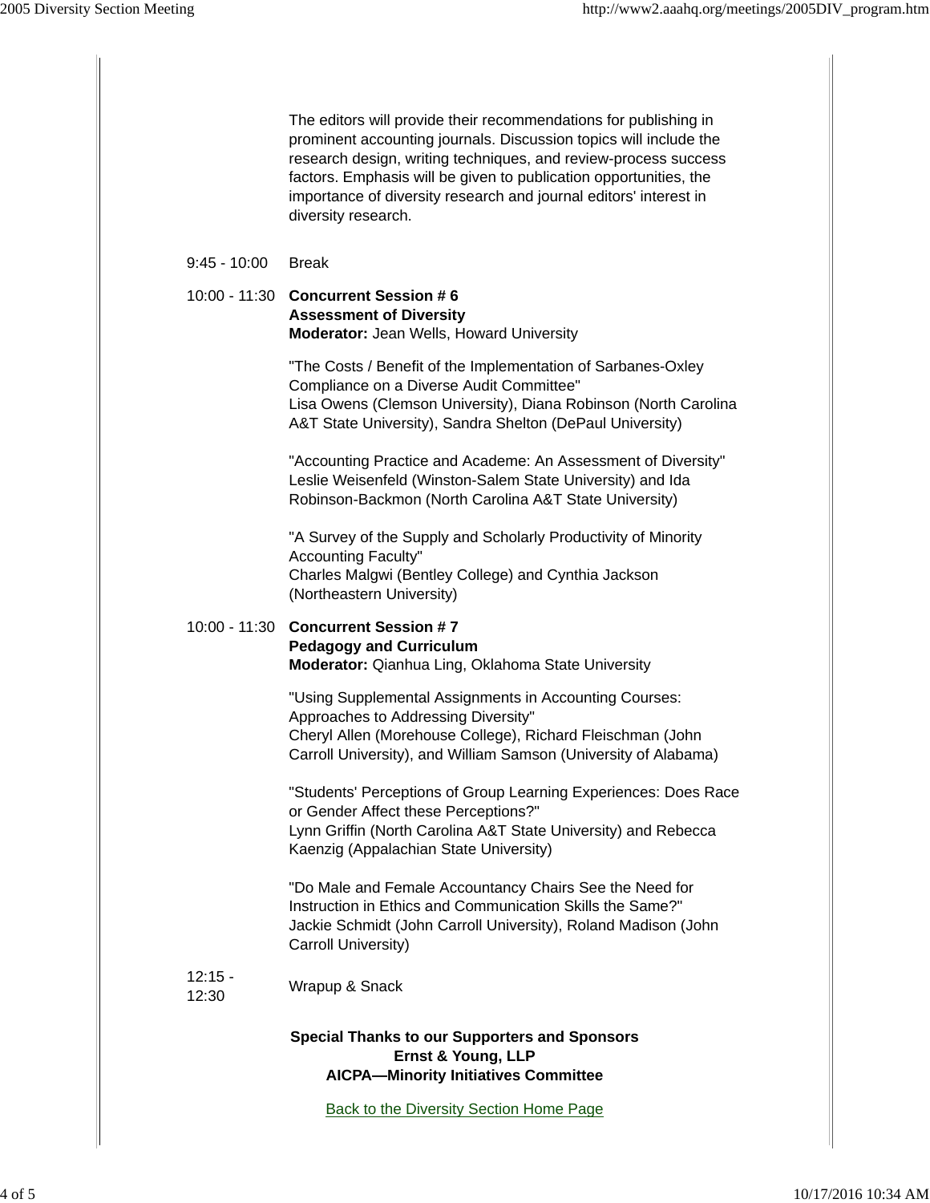The editors will provide their recommendations for publishing in prominent accounting journals. Discussion topics will include the research design, writing techniques, and review-process success factors. Emphasis will be given to publication opportunities, the importance of diversity research and journal editors' interest in diversity research.

9:45 - 10:00 Break

10:00 - 11:30 **Concurrent Session # 6**
**Assessment of Diversity**
**Moderator:** Jean Wells, Howard University

"The Costs / Benefit of the Implementation of Sarbanes-Oxley Compliance on a Diverse Audit Committee"
Lisa Owens (Clemson University), Diana Robinson (North Carolina A&T State University), Sandra Shelton (DePaul University)

"Accounting Practice and Academe: An Assessment of Diversity"
Leslie Weisenfeld (Winston-Salem State University) and Ida Robinson-Backmon (North Carolina A&T State University)

"A Survey of the Supply and Scholarly Productivity of Minority Accounting Faculty"
Charles Malgwi (Bentley College) and Cynthia Jackson (Northeastern University)

10:00 - 11:30 **Concurrent Session # 7**
**Pedagogy and Curriculum**
**Moderator:** Qianhua Ling, Oklahoma State University

"Using Supplemental Assignments in Accounting Courses: Approaches to Addressing Diversity"
Cheryl Allen (Morehouse College), Richard Fleischman (John Carroll University), and William Samson (University of Alabama)

"Students' Perceptions of Group Learning Experiences: Does Race or Gender Affect these Perceptions?"
Lynn Griffin (North Carolina A&T State University) and Rebecca Kaenzig (Appalachian State University)

"Do Male and Female Accountancy Chairs See the Need for Instruction in Ethics and Communication Skills the Same?"
Jackie Schmidt (John Carroll University), Roland Madison (John Carroll University)

12:15 - 12:30 Wrapup & Snack

**Special Thanks to our Supporters and Sponsors**
**Ernst & Young, LLP**
**AICPA—Minority Initiatives Committee**

Back to the Diversity Section Home Page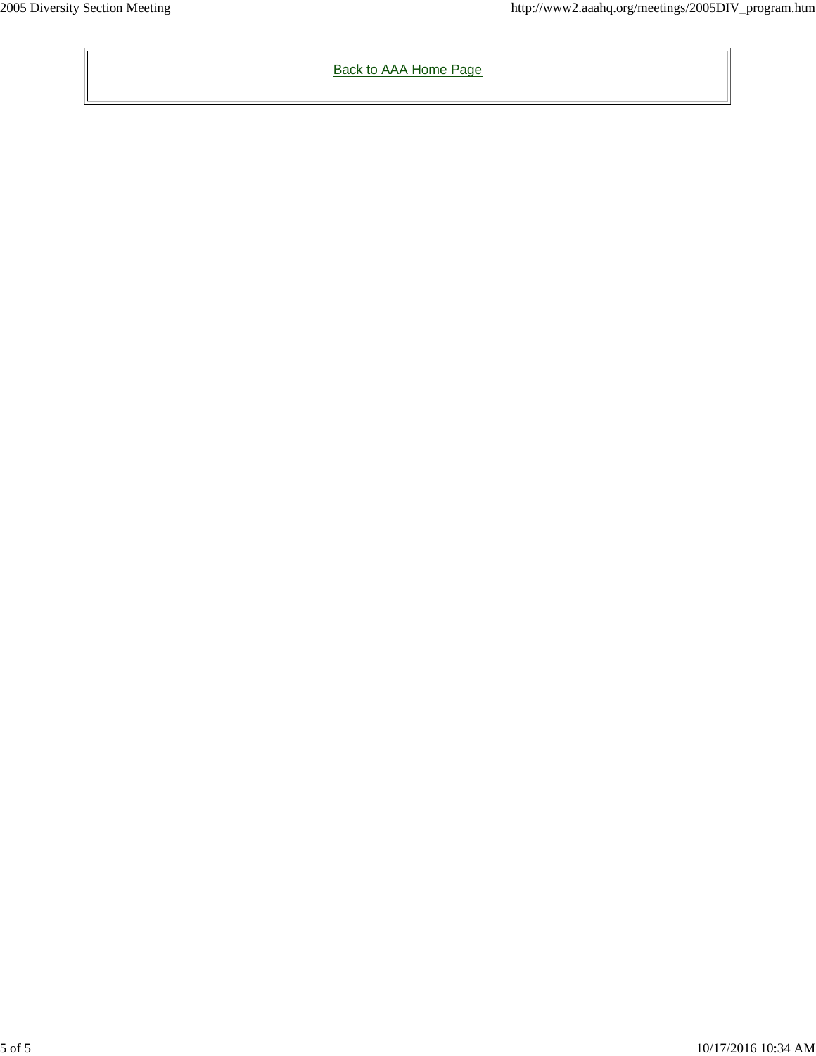Back to AAA Home Page